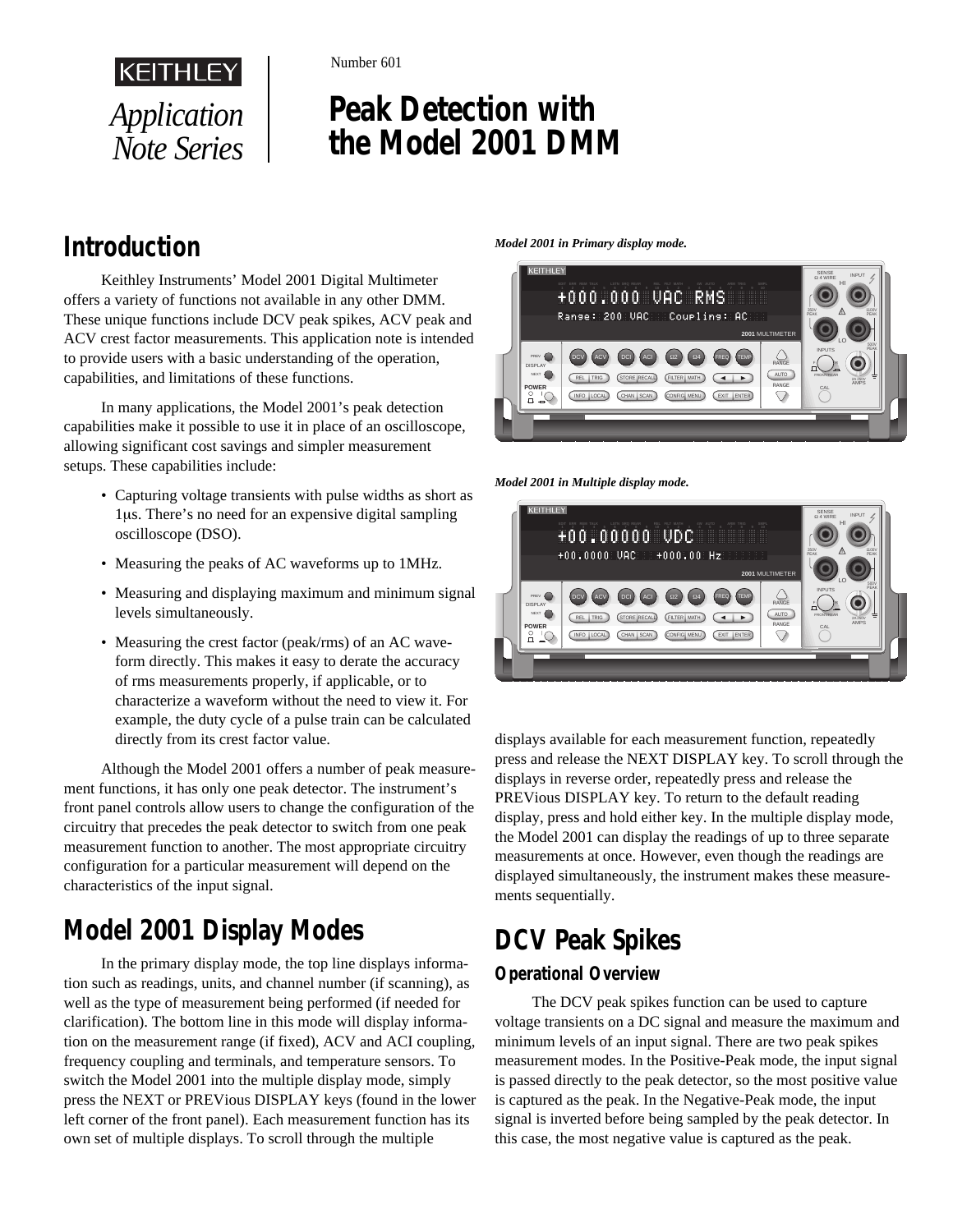KEITHLEY

*Application Note Series*

Number 601

# Peak Detection with the Model 2001 DMM

## Introduction

Keithley Instruments' Model 2001 Digital Multimeter offers a variety of functions not available in any other DMM. These unique functions include DCV peak spikes, ACV peak and ACV crest factor measurements. This application note is intended to provide users with a basic understanding of the operation, capabilities, and limitations of these functions.

In many applications, the Model 2001's peak detection capabilities make it possible to use it in place of an oscilloscope, allowing significant cost savings and simpler measurement setups. These capabilities include:

- Capturing voltage transients with pulse widths as short as 1µs. There's no need for an expensive digital sampling oscilloscope (DSO).
- Measuring the peaks of AC waveforms up to 1MHz.
- Measuring and displaying maximum and minimum signal levels simultaneously.
- Measuring the crest factor (peak/rms) of an AC waveform directly. This makes it easy to derate the accuracy of rms measurements properly, if applicable, or to characterize a waveform without the need to view it. For example, the duty cycle of a pulse train can be calculated directly from its crest factor value.

Although the Model 2001 offers a number of peak measurement functions, it has only one peak detector. The instrument's front panel controls allow users to change the configuration of the circuitry that precedes the peak detector to switch from one peak measurement function to another. The most appropriate circuitry configuration for a particular measurement will depend on the characteristics of the input signal.

*Model 2001 in Primary display mode.*

*Model 2001 in Multiple display mode.*

## Model 2001 Display Modes

In the primary display mode, the top line displays information such as readings, units, and channel number (if scanning), as well as the type of measurement being performed (if needed for clarification). The bottom line in this mode will display information on the measurement range (if fixed), ACV and ACI coupling, frequency coupling and terminals, and temperature sensors. To switch the Model 2001 into the multiple display mode, simply press the NEXT or PREVious DISPLAY keys (found in the lower left corner of the front panel). Each measurement function has its own set of multiple displays. To scroll through the multiple displays available for each measurement function, repeatedly press and release the NEXT DISPLAY key. To scroll through the displays in reverse order, repeatedly press and release the PREVious DISPLAY key. To return to the default reading display, press and hold either key. In the multiple display mode, the Model 2001 can display the readings of up to three separate measurements at once. However, even though the readings are displayed simultaneously, the instrument makes these measurements sequentially.

## DCV Peak Spikes

### Operational Overview

The DCV peak spikes function can be used to capture voltage transients on a DC signal and measure the maximum and minimum levels of an input signal. There are two peak spikes measurement modes. In the Positive-Peak mode, the input signal is passed directly to the peak detector, so the most positive value is captured as the peak. In the Negative-Peak mode, the input signal is inverted before being sampled by the peak detector. In this case, the most negative value is captured as the peak.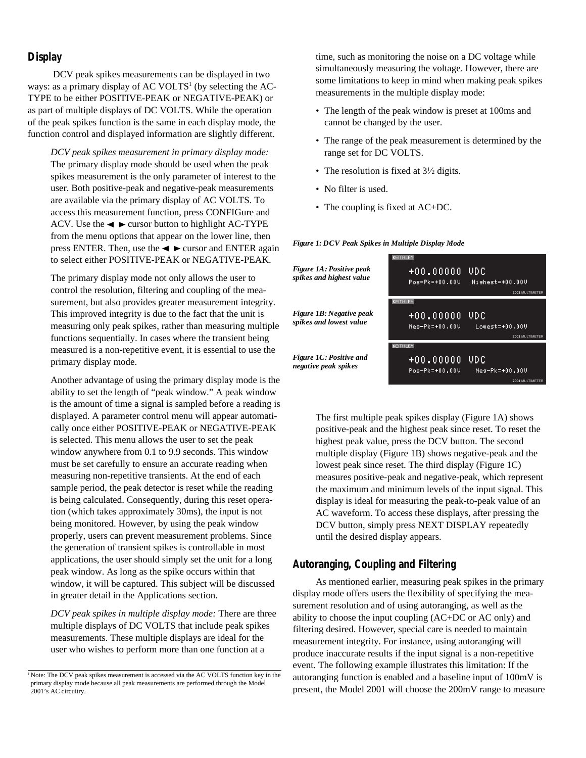## Display

DCV peak spikes measurements can be displayed in two ways: as a primary display of AC VOLTS[1] (by selecting the AC-TYPE to be either POSITIVE-PEAK or NEGATIVE-PEAK) or as part of multiple displays of DC VOLTS. While the operation of the peak spikes function is the same in each display mode, the function control and displayed information are slightly different.

*DCV peak spikes measurement in primary display mode:* The primary display mode should be used when the peak spikes measurement is the only parameter of interest to the user. Both positive-peak and negative-peak measurements are available via the primary display of AC VOLTS. To access this measurement function, press CONFIGure and ACV. Use the ◄ ► cursor button to highlight AC-TYPE from the menu options that appear on the lower line, then press ENTER. Then, use the ◄ ► cursor and ENTER again to select either POSITIVE-PEAK or NEGATIVE-PEAK.

The primary display mode not only allows the user to control the resolution, filtering and coupling of the measurement, but also provides greater measurement integrity. This improved integrity is due to the fact that the unit is measuring only peak spikes, rather than measuring multiple functions sequentially. In cases where the transient being measured is a non-repetitive event, it is essential to use the primary display mode.

Another advantage of using the primary display mode is the ability to set the length of "peak window." A peak window is the amount of time a signal is sampled before a reading is displayed. A parameter control menu will appear automatically once either POSITIVE-PEAK or NEGATIVE-PEAK is selected. This menu allows the user to set the peak window anywhere from 0.1 to 9.9 seconds. This window must be set carefully to ensure an accurate reading when measuring non-repetitive transients. At the end of each sample period, the peak detector is reset while the reading is being calculated. Consequently, during this reset operation (which takes approximately 30ms), the input is not being monitored. However, by using the peak window properly, users can prevent measurement problems. Since the generation of transient spikes is controllable in most applications, the user should simply set the unit for a long peak window. As long as the spike occurs within that window, it will be captured. This subject will be discussed in greater detail in the Applications section.

*DCV peak spikes in multiple display mode:* There are three multiple displays of DC VOLTS that include peak spikes measurements. These multiple displays are ideal for the user who wishes to perform more than one function at a time, such as monitoring the noise on a DC voltage while simultaneously measuring the voltage. However, there are some limitations to keep in mind when making peak spikes measurements in the multiple display mode:

- The length of the peak window is preset at 100ms and cannot be changed by the user.
- The range of the peak measurement is determined by the range set for DC VOLTS.
- The resolution is fixed at 3½ digits.
- No filter is used.
- The coupling is fixed at AC+DC.

***Figure 1: DCV Peak Spikes in Multiple Display Mode***

***Figure 1A: Positive peak spikes and highest value***

```
KEITHLEY
+00.00000 VDC
Pos-Pk=+00.00V   Highest=+00.00V
2001 MULTIMETER
```

***Figure 1B: Negative peak spikes and lowest value***

```
KEITHLEY
+00.00000 VDC
Neg-Pk=+00.00V   Lowest=+00.00V
2001 MULTIMETER
```

***Figure 1C: Positive and negative peak spikes***

```
KEITHLEY
+00.00000 VDC
Pos-Pk=+00.00V   Neg-Pk=+00.00V
2001 MULTIMETER
```

The first multiple peak spikes display (Figure 1A) shows positive-peak and the highest peak since reset. To reset the highest peak value, press the DCV button. The second multiple display (Figure 1B) shows negative-peak and the lowest peak since reset. The third display (Figure 1C) measures positive-peak and negative-peak, which represent the maximum and minimum levels of the input signal. This display is ideal for measuring the peak-to-peak value of an AC waveform. To access these displays, after pressing the DCV button, simply press NEXT DISPLAY repeatedly until the desired display appears.

## Autoranging, Coupling and Filtering

As mentioned earlier, measuring peak spikes in the primary display mode offers users the flexibility of specifying the measurement resolution and of using autoranging, as well as the ability to choose the input coupling (AC+DC or AC only) and filtering desired. However, special care is needed to maintain measurement integrity. For instance, using autoranging will produce inaccurate results if the input signal is a non-repetitive event. The following example illustrates this limitation: If the autoranging function is enabled and a baseline input of 100mV is present, the Model 2001 will choose the 200mV range to measure

[1] Note: The DCV peak spikes measurement is accessed via the AC VOLTS function key in the primary display mode because all peak measurements are performed through the Model 2001's AC circuitry.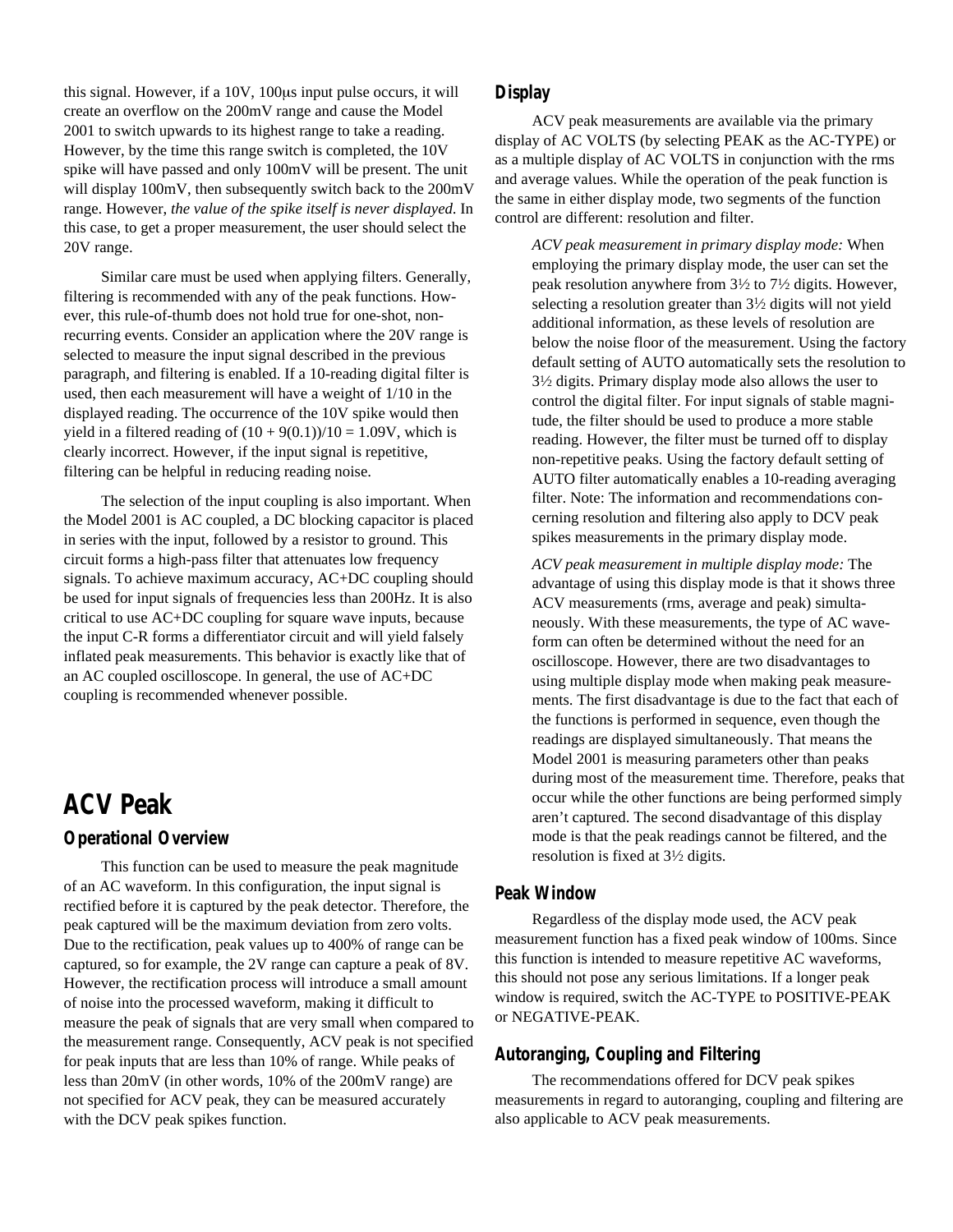this signal. However, if a 10V, 100μs input pulse occurs, it will create an overflow on the 200mV range and cause the Model 2001 to switch upwards to its highest range to take a reading. However, by the time this range switch is completed, the 10V spike will have passed and only 100mV will be present. The unit will display 100mV, then subsequently switch back to the 200mV range. However, *the value of the spike itself is never displayed.* In this case, to get a proper measurement, the user should select the 20V range.

Similar care must be used when applying filters. Generally, filtering is recommended with any of the peak functions. However, this rule-of-thumb does not hold true for one-shot, non-recurring events. Consider an application where the 20V range is selected to measure the input signal described in the previous paragraph, and filtering is enabled. If a 10-reading digital filter is used, then each measurement will have a weight of 1/10 in the displayed reading. The occurrence of the 10V spike would then yield in a filtered reading of $(10 + 9(0.1))/10 = 1.09$V, which is clearly incorrect. However, if the input signal is repetitive, filtering can be helpful in reducing reading noise.

The selection of the input coupling is also important. When the Model 2001 is AC coupled, a DC blocking capacitor is placed in series with the input, followed by a resistor to ground. This circuit forms a high-pass filter that attenuates low frequency signals. To achieve maximum accuracy, AC+DC coupling should be used for input signals of frequencies less than 200Hz. It is also critical to use AC+DC coupling for square wave inputs, because the input C-R forms a differentiator circuit and will yield falsely inflated peak measurements. This behavior is exactly like that of an AC coupled oscilloscope. In general, the use of AC+DC coupling is recommended whenever possible.

## ACV Peak

### Operational Overview

This function can be used to measure the peak magnitude of an AC waveform. In this configuration, the input signal is rectified before it is captured by the peak detector. Therefore, the peak captured will be the maximum deviation from zero volts. Due to the rectification, peak values up to 400% of range can be captured, so for example, the 2V range can capture a peak of 8V. However, the rectification process will introduce a small amount of noise into the processed waveform, making it difficult to measure the peak of signals that are very small when compared to the measurement range. Consequently, ACV peak is not specified for peak inputs that are less than 10% of range. While peaks of less than 20mV (in other words, 10% of the 200mV range) are not specified for ACV peak, they can be measured accurately with the DCV peak spikes function.

### Display

ACV peak measurements are available via the primary display of AC VOLTS (by selecting PEAK as the AC-TYPE) or as a multiple display of AC VOLTS in conjunction with the rms and average values. While the operation of the peak function is the same in either display mode, two segments of the function control are different: resolution and filter.

*ACV peak measurement in primary display mode:* When employing the primary display mode, the user can set the peak resolution anywhere from 3½ to 7½ digits. However, selecting a resolution greater than 3½ digits will not yield additional information, as these levels of resolution are below the noise floor of the measurement. Using the factory default setting of AUTO automatically sets the resolution to 3½ digits. Primary display mode also allows the user to control the digital filter. For input signals of stable magnitude, the filter should be used to produce a more stable reading. However, the filter must be turned off to display non-repetitive peaks. Using the factory default setting of AUTO filter automatically enables a 10-reading averaging filter. Note: The information and recommendations concerning resolution and filtering also apply to DCV peak spikes measurements in the primary display mode.

*ACV peak measurement in multiple display mode:* The advantage of using this display mode is that it shows three ACV measurements (rms, average and peak) simultaneously. With these measurements, the type of AC waveform can often be determined without the need for an oscilloscope. However, there are two disadvantages to using multiple display mode when making peak measurements. The first disadvantage is due to the fact that each of the functions is performed in sequence, even though the readings are displayed simultaneously. That means the Model 2001 is measuring parameters other than peaks during most of the measurement time. Therefore, peaks that occur while the other functions are being performed simply aren't captured. The second disadvantage of this display mode is that the peak readings cannot be filtered, and the resolution is fixed at 3½ digits.

### Peak Window

Regardless of the display mode used, the ACV peak measurement function has a fixed peak window of 100ms. Since this function is intended to measure repetitive AC waveforms, this should not pose any serious limitations. If a longer peak window is required, switch the AC-TYPE to POSITIVE-PEAK or NEGATIVE-PEAK.

### Autoranging, Coupling and Filtering

The recommendations offered for DCV peak spikes measurements in regard to autoranging, coupling and filtering are also applicable to ACV peak measurements.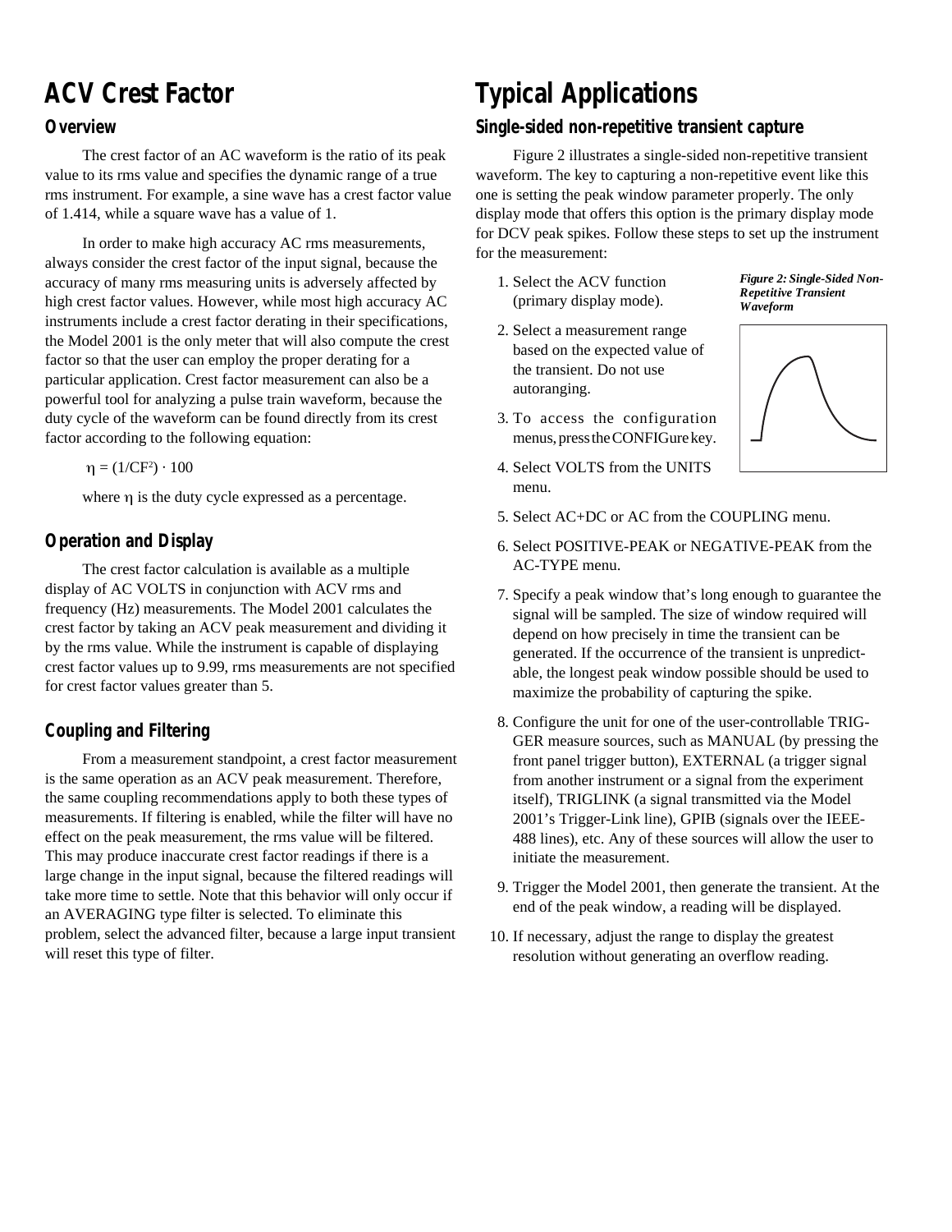# ACV Crest Factor

## Overview

The crest factor of an AC waveform is the ratio of its peak value to its rms value and specifies the dynamic range of a true rms instrument. For example, a sine wave has a crest factor value of 1.414, while a square wave has a value of 1.

In order to make high accuracy AC rms measurements, always consider the crest factor of the input signal, because the accuracy of many rms measuring units is adversely affected by high crest factor values. However, while most high accuracy AC instruments include a crest factor derating in their specifications, the Model 2001 is the only meter that will also compute the crest factor so that the user can employ the proper derating for a particular application. Crest factor measurement can also be a powerful tool for analyzing a pulse train waveform, because the duty cycle of the waveform can be found directly from its crest factor according to the following equation:

$$\eta = (1/CF^2) \cdot 100$$

where $\eta$ is the duty cycle expressed as a percentage.

## Operation and Display

The crest factor calculation is available as a multiple display of AC VOLTS in conjunction with ACV rms and frequency (Hz) measurements. The Model 2001 calculates the crest factor by taking an ACV peak measurement and dividing it by the rms value. While the instrument is capable of displaying crest factor values up to 9.99, rms measurements are not specified for crest factor values greater than 5.

## Coupling and Filtering

From a measurement standpoint, a crest factor measurement is the same operation as an ACV peak measurement. Therefore, the same coupling recommendations apply to both these types of measurements. If filtering is enabled, while the filter will have no effect on the peak measurement, the rms value will be filtered. This may produce inaccurate crest factor readings if there is a large change in the input signal, because the filtered readings will take more time to settle. Note that this behavior will only occur if an AVERAGING type filter is selected. To eliminate this problem, select the advanced filter, because a large input transient will reset this type of filter.

# Typical Applications

## Single-sided non-repetitive transient capture

Figure 2 illustrates a single-sided non-repetitive transient waveform. The key to capturing a non-repetitive event like this one is setting the peak window parameter properly. The only display mode that offers this option is the primary display mode for DCV peak spikes. Follow these steps to set up the instrument for the measurement:

1. Select the ACV function (primary display mode).
2. Select a measurement range based on the expected value of the transient. Do not use autoranging.
3. To access the configuration menus, press the CONFIGure key.
4. Select VOLTS from the UNITS menu.
5. Select AC+DC or AC from the COUPLING menu.
6. Select POSITIVE-PEAK or NEGATIVE-PEAK from the AC-TYPE menu.
7. Specify a peak window that's long enough to guarantee the signal will be sampled. The size of window required will depend on how precisely in time the transient can be generated. If the occurrence of the transient is unpredictable, the longest peak window possible should be used to maximize the probability of capturing the spike.
8. Configure the unit for one of the user-controllable TRIGGER measure sources, such as MANUAL (by pressing the front panel trigger button), EXTERNAL (a trigger signal from another instrument or a signal from the experiment itself), TRIGLINK (a signal transmitted via the Model 2001's Trigger-Link line), GPIB (signals over the IEEE-488 lines), etc. Any of these sources will allow the user to initiate the measurement.
9. Trigger the Model 2001, then generate the transient. At the end of the peak window, a reading will be displayed.
10. If necessary, adjust the range to display the greatest resolution without generating an overflow reading.

***Figure 2: Single-Sided Non-Repetitive Transient Waveform***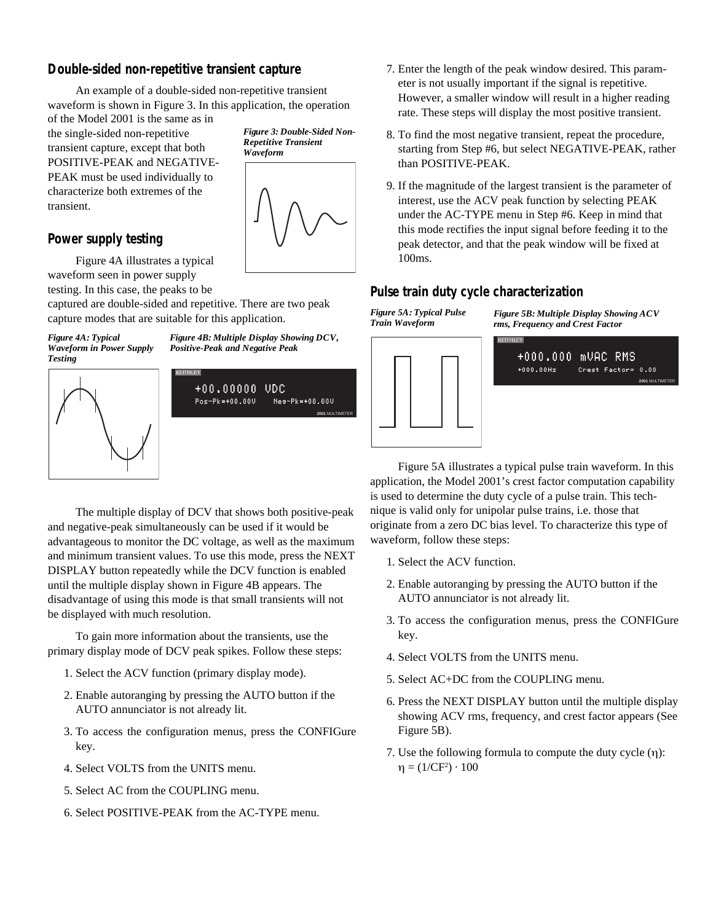## Double-sided non-repetitive transient capture

An example of a double-sided non-repetitive transient waveform is shown in Figure 3. In this application, the operation of the Model 2001 is the same as in the single-sided non-repetitive transient capture, except that both POSITIVE-PEAK and NEGATIVE-PEAK must be used individually to characterize both extremes of the transient.

*Figure 3: Double-Sided Non-Repetitive Transient Waveform*

## Power supply testing

Figure 4A illustrates a typical waveform seen in power supply testing. In this case, the peaks to be captured are double-sided and repetitive. There are two peak capture modes that are suitable for this application.

*Figure 4A: Typical Waveform in Power Supply Testing*

*Figure 4B: Multiple Display Showing DCV, Positive-Peak and Negative Peak*

The multiple display of DCV that shows both positive-peak and negative-peak simultaneously can be used if it would be advantageous to monitor the DC voltage, as well as the maximum and minimum transient values. To use this mode, press the NEXT DISPLAY button repeatedly while the DCV function is enabled until the multiple display shown in Figure 4B appears. The disadvantage of using this mode is that small transients will not be displayed with much resolution.

To gain more information about the transients, use the primary display mode of DCV peak spikes. Follow these steps:

1. Select the ACV function (primary display mode).
2. Enable autoranging by pressing the AUTO button if the AUTO annunciator is not already lit.
3. To access the configuration menus, press the CONFIGure key.
4. Select VOLTS from the UNITS menu.
5. Select AC from the COUPLING menu.
6. Select POSITIVE-PEAK from the AC-TYPE menu.
7. Enter the length of the peak window desired. This parameter is not usually important if the signal is repetitive. However, a smaller window will result in a higher reading rate. These steps will display the most positive transient.
8. To find the most negative transient, repeat the procedure, starting from Step #6, but select NEGATIVE-PEAK, rather than POSITIVE-PEAK.
9. If the magnitude of the largest transient is the parameter of interest, use the ACV peak function by selecting PEAK under the AC-TYPE menu in Step #6. Keep in mind that this mode rectifies the input signal before feeding it to the peak detector, and that the peak window will be fixed at 100ms.

## Pulse train duty cycle characterization

*Figure 5A: Typical Pulse Train Waveform*

*Figure 5B: Multiple Display Showing ACV rms, Frequency and Crest Factor*

Figure 5A illustrates a typical pulse train waveform. In this application, the Model 2001's crest factor computation capability is used to determine the duty cycle of a pulse train. This technique is valid only for unipolar pulse trains, i.e. those that originate from a zero DC bias level. To characterize this type of waveform, follow these steps:

1. Select the ACV function.
2. Enable autoranging by pressing the AUTO button if the AUTO annunciator is not already lit.
3. To access the configuration menus, press the CONFIGure key.
4. Select VOLTS from the UNITS menu.
5. Select AC+DC from the COUPLING menu.
6. Press the NEXT DISPLAY button until the multiple display showing ACV rms, frequency, and crest factor appears (See Figure 5B).
7. Use the following formula to compute the duty cycle ($\eta$):
   $\eta = (1/CF^2) \cdot 100$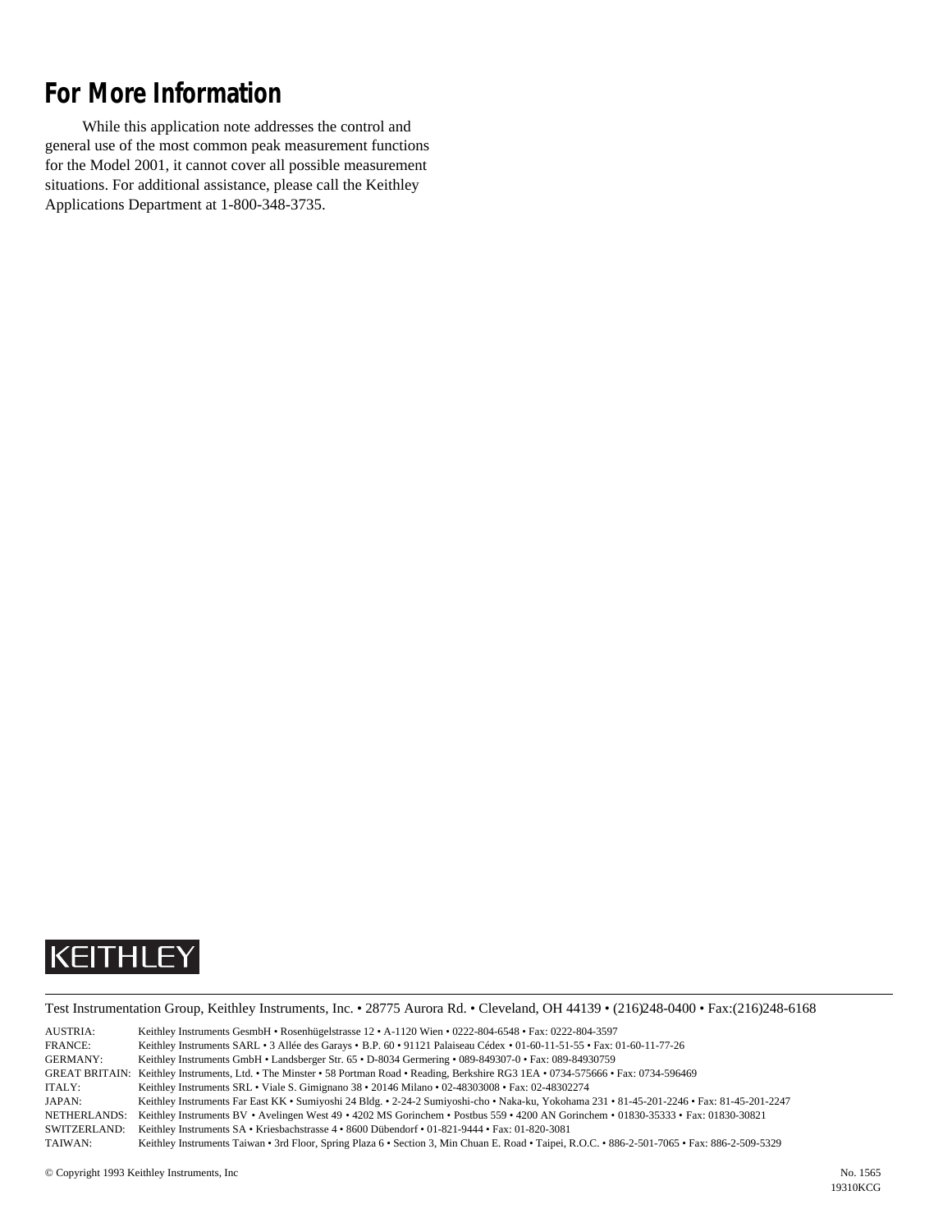## For More Information

While this application note addresses the control and general use of the most common peak measurement functions for the Model 2001, it cannot cover all possible measurement situations. For additional assistance, please call the Keithley Applications Department at 1-800-348-3735.

KEITHLEY

Test Instrumentation Group, Keithley Instruments, Inc. • 28775 Aurora Rd. • Cleveland, OH 44139 • (216)248-0400 • Fax:(216)248-6168

| | |
|---|---|
| AUSTRIA: | Keithley Instruments GesmbH • Rosenhügelstrasse 12 • A-1120 Wien • 0222-804-6548 • Fax: 0222-804-3597 |
| FRANCE: | Keithley Instruments SARL • 3 Allée des Garays • B.P. 60 • 91121 Palaiseau Cédex • 01-60-11-51-55 • Fax: 01-60-11-77-26 |
| GERMANY: | Keithley Instruments GmbH • Landsberger Str. 65 • D-8034 Germering • 089-849307-0 • Fax: 089-84930759 |
| GREAT BRITAIN: | Keithley Instruments, Ltd. • The Minster • 58 Portman Road • Reading, Berkshire RG3 1EA • 0734-575666 • Fax: 0734-596469 |
| ITALY: | Keithley Instruments SRL • Viale S. Gimignano 38 • 20146 Milano • 02-48303008 • Fax: 02-48302274 |
| JAPAN: | Keithley Instruments Far East KK • Sumiyoshi 24 Bldg. • 2-24-2 Sumiyoshi-cho • Naka-ku, Yokohama 231 • 81-45-201-2246 • Fax: 81-45-201-2247 |
| NETHERLANDS: | Keithley Instruments BV • Avelingen West 49 • 4202 MS Gorinchem • Postbus 559 • 4200 AN Gorinchem • 01830-35333 • Fax: 01830-30821 |
| SWITZERLAND: | Keithley Instruments SA • Kriesbachstrasse 4 • 8600 Dübendorf • 01-821-9444 • Fax: 01-820-3081 |
| TAIWAN: | Keithley Instruments Taiwan • 3rd Floor, Spring Plaza 6 • Section 3, Min Chuan E. Road • Taipei, R.O.C. • 886-2-501-7065 • Fax: 886-2-509-5329 |

© Copyright 1993 Keithley Instruments, Inc

No. 1565
19310KCG